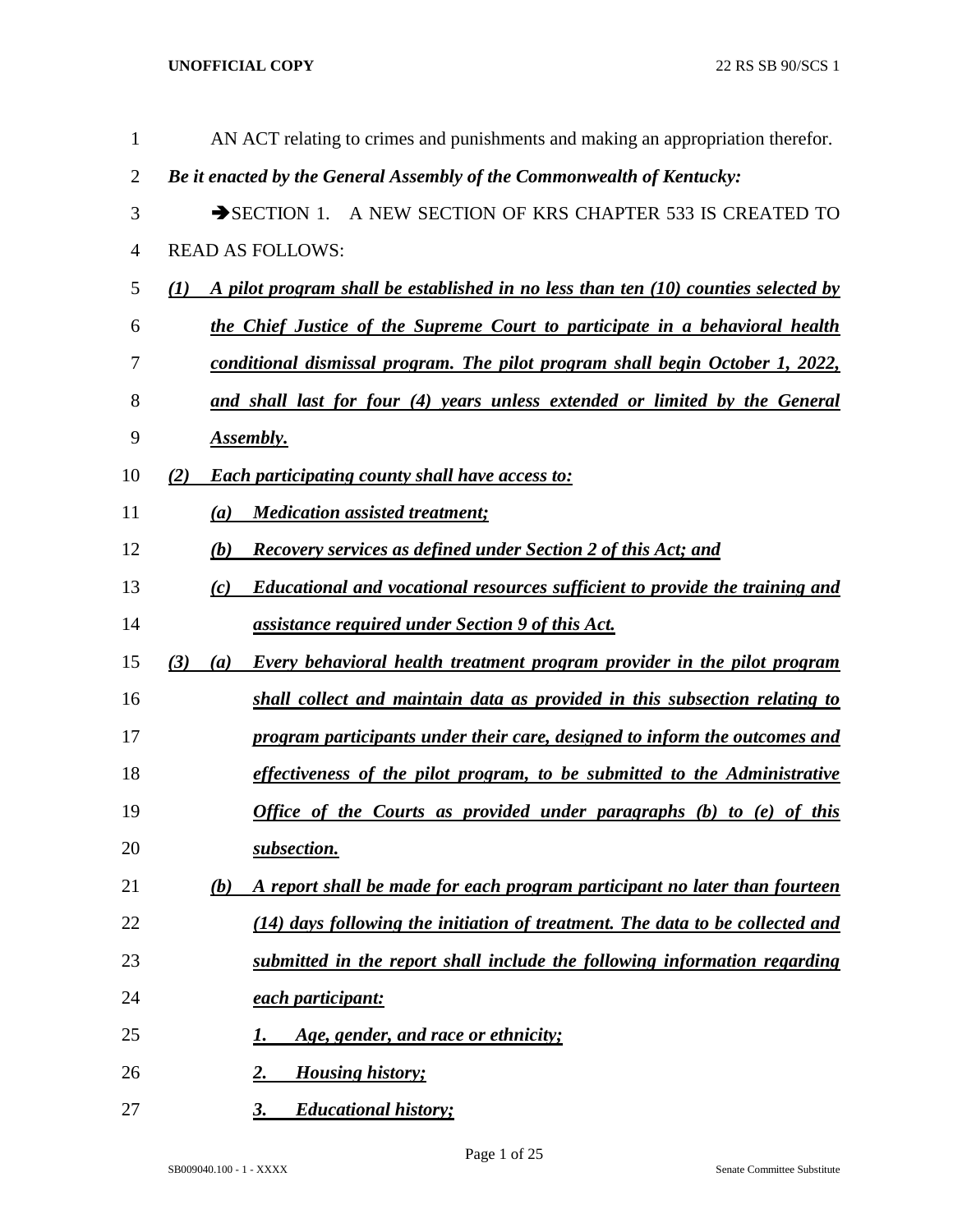AN ACT relating to crimes and punishments and making an appropriation therefor.

***Be it enacted by the General Assembly of the Commonwealth of Kentucky:***

➔SECTION 1. A NEW SECTION OF KRS CHAPTER 533 IS CREATED TO READ AS FOLLOWS:

***(1) A pilot program shall be established in no less than ten (10) counties selected by the Chief Justice of the Supreme Court to participate in a behavioral health conditional dismissal program. The pilot program shall begin October 1, 2022, and shall last for four (4) years unless extended or limited by the General Assembly.***

***(2) Each participating county shall have access to:***

***(a) Medication assisted treatment;***

***(b) Recovery services as defined under Section 2 of this Act; and***

***(c) Educational and vocational resources sufficient to provide the training and assistance required under Section 9 of this Act.***

***(3) (a) Every behavioral health treatment program provider in the pilot program shall collect and maintain data as provided in this subsection relating to program participants under their care, designed to inform the outcomes and effectiveness of the pilot program, to be submitted to the Administrative Office of the Courts as provided under paragraphs (b) to (e) of this subsection.***

***(b) A report shall be made for each program participant no later than fourteen (14) days following the initiation of treatment. The data to be collected and submitted in the report shall include the following information regarding each participant:***

***1. Age, gender, and race or ethnicity;***

***2. Housing history;***

***3. Educational history;***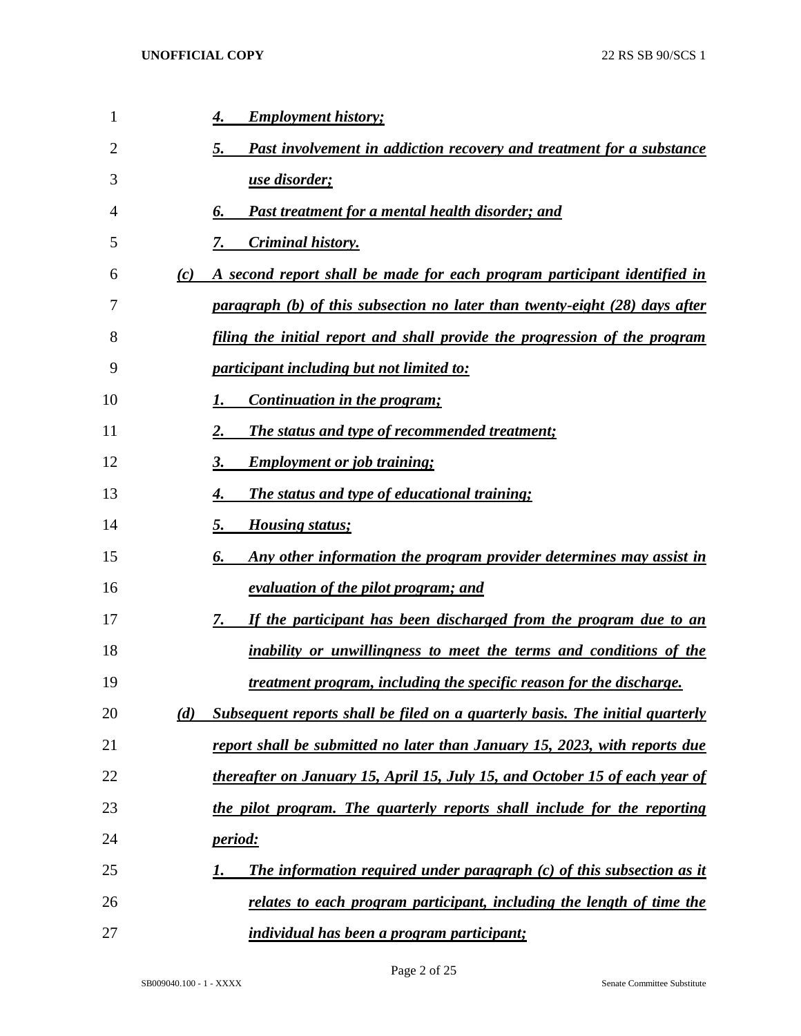4. ***Employment history;***

5. ***Past involvement in addiction recovery and treatment for a substance use disorder;***

6. ***Past treatment for a mental health disorder; and***

7. ***Criminal history.***

***(c) A second report shall be made for each program participant identified in paragraph (b) of this subsection no later than twenty-eight (28) days after filing the initial report and shall provide the progression of the program participant including but not limited to:***

1. ***Continuation in the program;***

2. ***The status and type of recommended treatment;***

3. ***Employment or job training;***

4. ***The status and type of educational training;***

5. ***Housing status;***

6. ***Any other information the program provider determines may assist in evaluation of the pilot program; and***

7. ***If the participant has been discharged from the program due to an inability or unwillingness to meet the terms and conditions of the treatment program, including the specific reason for the discharge.***

***(d) Subsequent reports shall be filed on a quarterly basis. The initial quarterly report shall be submitted no later than January 15, 2023, with reports due thereafter on January 15, April 15, July 15, and October 15 of each year of the pilot program. The quarterly reports shall include for the reporting period:***

1. ***The information required under paragraph (c) of this subsection as it relates to each program participant, including the length of time the individual has been a program participant;***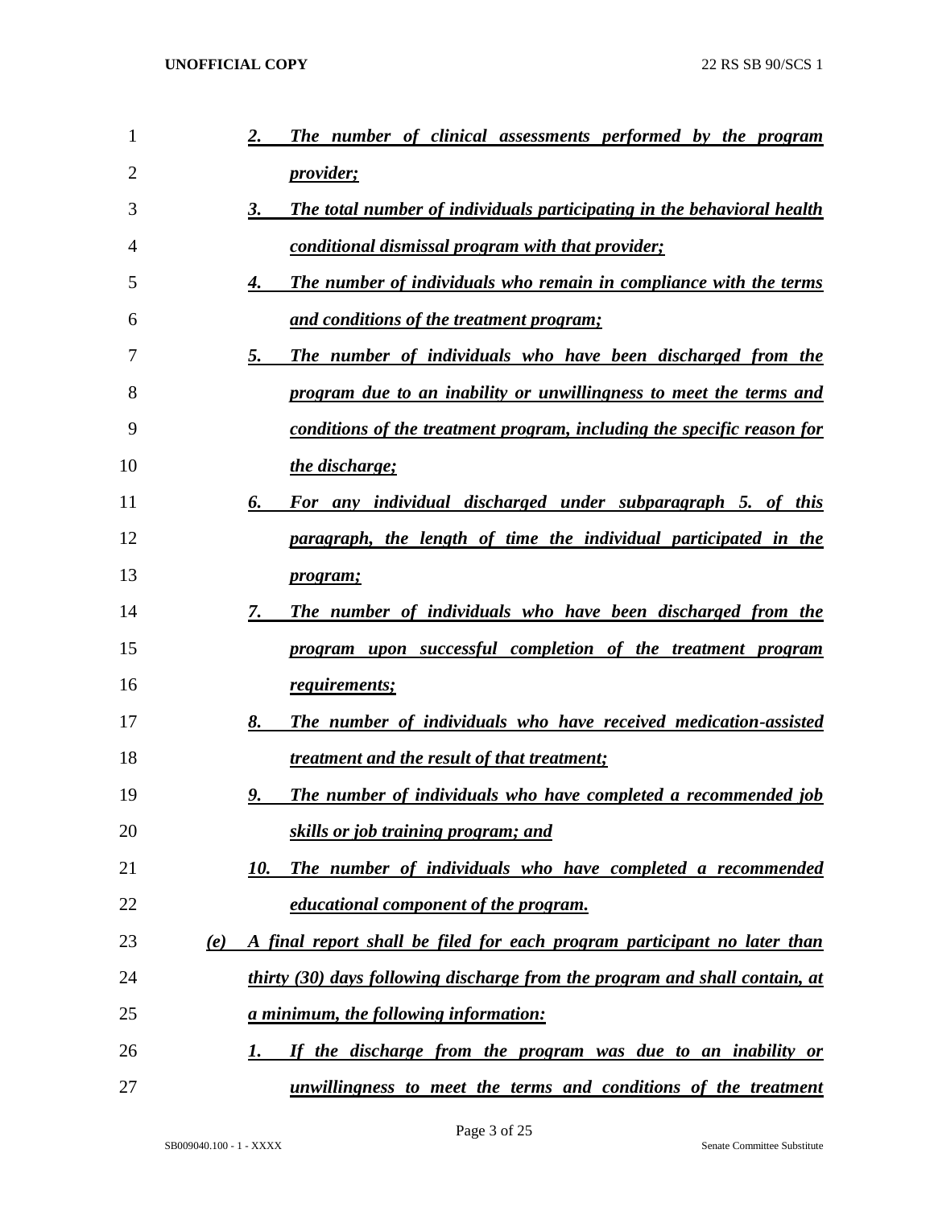*2. The number of clinical assessments performed by the program provider;*

*3. The total number of individuals participating in the behavioral health conditional dismissal program with that provider;*

*4. The number of individuals who remain in compliance with the terms and conditions of the treatment program;*

*5. The number of individuals who have been discharged from the program due to an inability or unwillingness to meet the terms and conditions of the treatment program, including the specific reason for the discharge;*

*6. For any individual discharged under subparagraph 5. of this paragraph, the length of time the individual participated in the program;*

*7. The number of individuals who have been discharged from the program upon successful completion of the treatment program requirements;*

*8. The number of individuals who have received medication-assisted treatment and the result of that treatment;*

*9. The number of individuals who have completed a recommended job skills or job training program; and*

*10. The number of individuals who have completed a recommended educational component of the program.*

*(e) A final report shall be filed for each program participant no later than thirty (30) days following discharge from the program and shall contain, at a minimum, the following information:*

*1. If the discharge from the program was due to an inability or unwillingness to meet the terms and conditions of the treatment*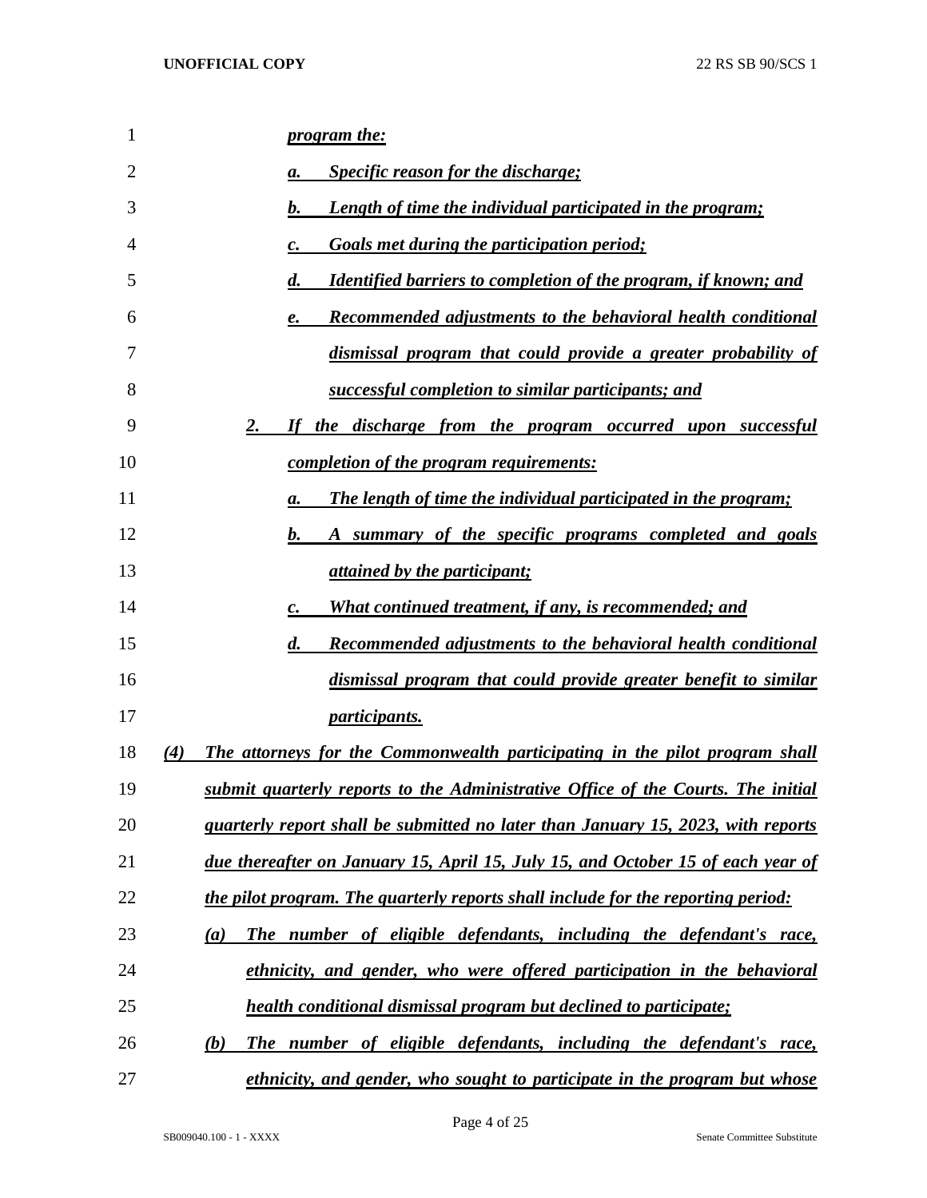*program the:*

*a. Specific reason for the discharge;*

*b. Length of time the individual participated in the program;*

*c. Goals met during the participation period;*

*d. Identified barriers to completion of the program, if known; and*

*e. Recommended adjustments to the behavioral health conditional dismissal program that could provide a greater probability of successful completion to similar participants; and*

*2. If the discharge from the program occurred upon successful completion of the program requirements:*

*a. The length of time the individual participated in the program;*

*b. A summary of the specific programs completed and goals attained by the participant;*

*c. What continued treatment, if any, is recommended; and*

*d. Recommended adjustments to the behavioral health conditional dismissal program that could provide greater benefit to similar participants.*

*(4) The attorneys for the Commonwealth participating in the pilot program shall submit quarterly reports to the Administrative Office of the Courts. The initial quarterly report shall be submitted no later than January 15, 2023, with reports due thereafter on January 15, April 15, July 15, and October 15 of each year of the pilot program. The quarterly reports shall include for the reporting period:*

*(a) The number of eligible defendants, including the defendant's race, ethnicity, and gender, who were offered participation in the behavioral health conditional dismissal program but declined to participate;*

*(b) The number of eligible defendants, including the defendant's race, ethnicity, and gender, who sought to participate in the program but whose*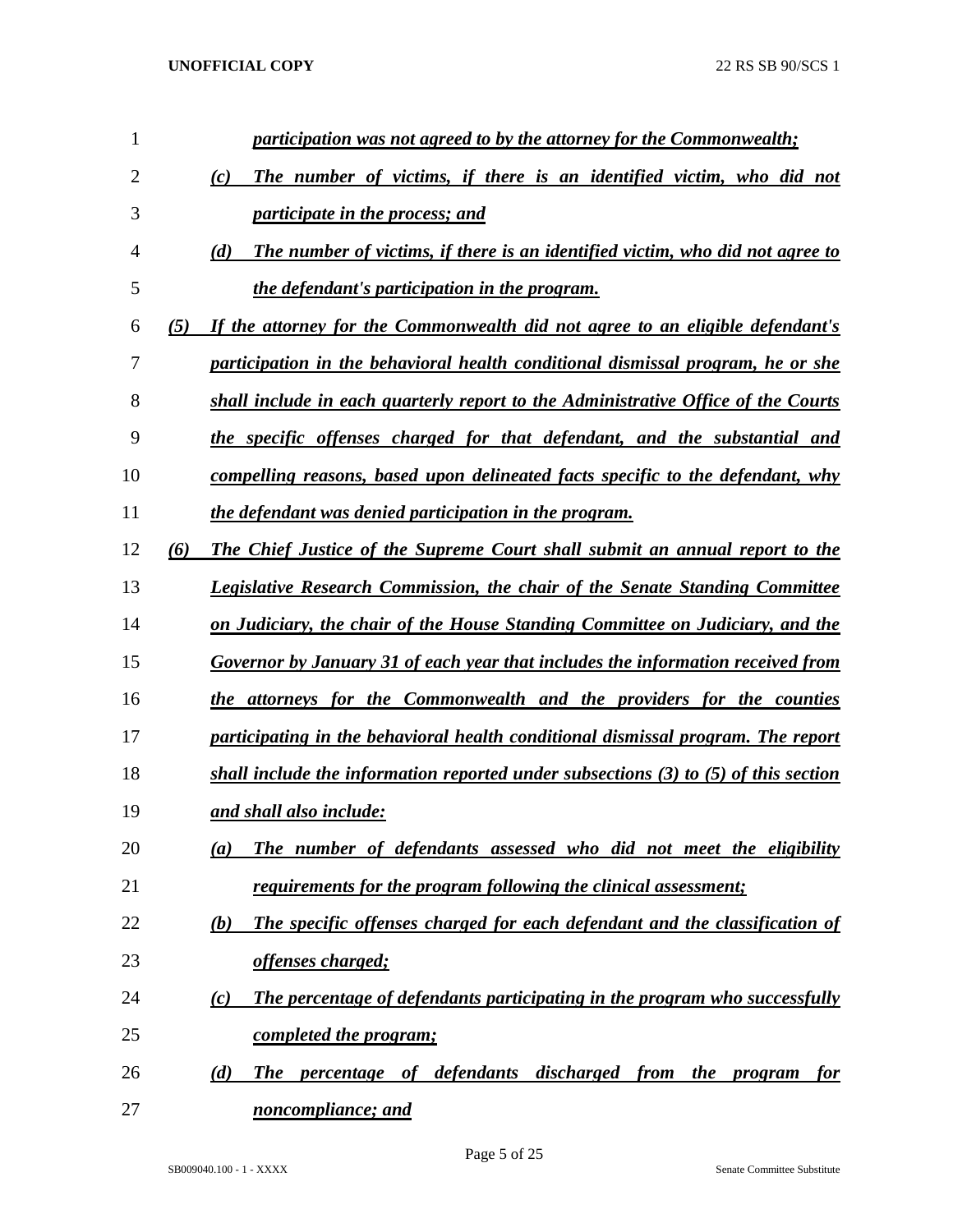*participation was not agreed to by the attorney for the Commonwealth;*

*(c) The number of victims, if there is an identified victim, who did not participate in the process; and*

*(d) The number of victims, if there is an identified victim, who did not agree to the defendant's participation in the program.*

*(5) If the attorney for the Commonwealth did not agree to an eligible defendant's participation in the behavioral health conditional dismissal program, he or she shall include in each quarterly report to the Administrative Office of the Courts the specific offenses charged for that defendant, and the substantial and compelling reasons, based upon delineated facts specific to the defendant, why the defendant was denied participation in the program.*

*(6) The Chief Justice of the Supreme Court shall submit an annual report to the Legislative Research Commission, the chair of the Senate Standing Committee on Judiciary, the chair of the House Standing Committee on Judiciary, and the Governor by January 31 of each year that includes the information received from the attorneys for the Commonwealth and the providers for the counties participating in the behavioral health conditional dismissal program. The report shall include the information reported under subsections (3) to (5) of this section and shall also include:*

*(a) The number of defendants assessed who did not meet the eligibility requirements for the program following the clinical assessment;*

*(b) The specific offenses charged for each defendant and the classification of offenses charged;*

*(c) The percentage of defendants participating in the program who successfully completed the program;*

*(d) The percentage of defendants discharged from the program for noncompliance; and*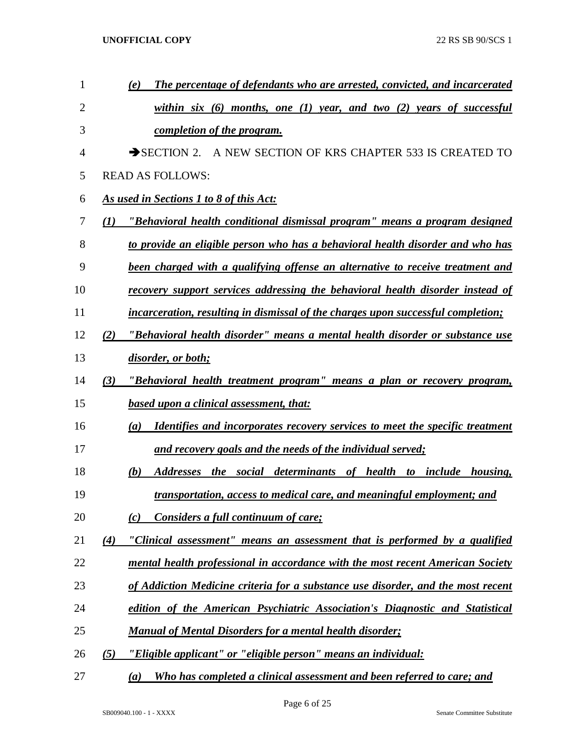***(e) The percentage of defendants who are arrested, convicted, and incarcerated within six (6) months, one (1) year, and two (2) years of successful completion of the program.***

➔SECTION 2. A NEW SECTION OF KRS CHAPTER 533 IS CREATED TO READ AS FOLLOWS:

***As used in Sections 1 to 8 of this Act:***

***(1) "Behavioral health conditional dismissal program" means a program designed to provide an eligible person who has a behavioral health disorder and who has been charged with a qualifying offense an alternative to receive treatment and recovery support services addressing the behavioral health disorder instead of incarceration, resulting in dismissal of the charges upon successful completion;***

***(2) "Behavioral health disorder" means a mental health disorder or substance use disorder, or both;***

***(3) "Behavioral health treatment program" means a plan or recovery program, based upon a clinical assessment, that:***

***(a) Identifies and incorporates recovery services to meet the specific treatment and recovery goals and the needs of the individual served;***

***(b) Addresses the social determinants of health to include housing, transportation, access to medical care, and meaningful employment; and***

***(c) Considers a full continuum of care;***

***(4) "Clinical assessment" means an assessment that is performed by a qualified mental health professional in accordance with the most recent American Society of Addiction Medicine criteria for a substance use disorder, and the most recent edition of the American Psychiatric Association's Diagnostic and Statistical Manual of Mental Disorders for a mental health disorder;***

***(5) "Eligible applicant" or "eligible person" means an individual:***

***(a) Who has completed a clinical assessment and been referred to care; and***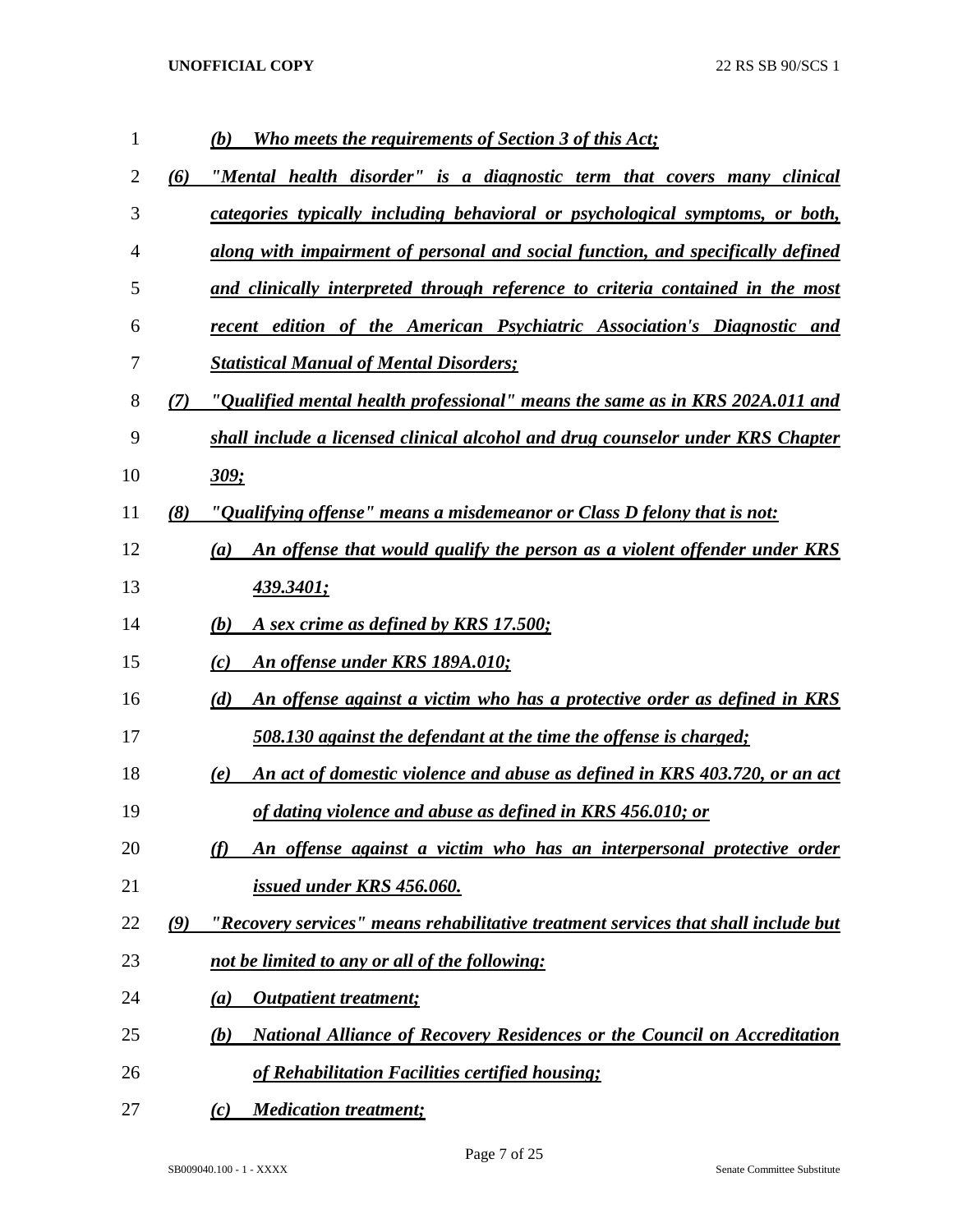*(b) Who meets the requirements of Section 3 of this Act;*

*(6) "Mental health disorder" is a diagnostic term that covers many clinical categories typically including behavioral or psychological symptoms, or both, along with impairment of personal and social function, and specifically defined and clinically interpreted through reference to criteria contained in the most recent edition of the American Psychiatric Association's Diagnostic and Statistical Manual of Mental Disorders;*

*(7) "Qualified mental health professional" means the same as in KRS 202A.011 and shall include a licensed clinical alcohol and drug counselor under KRS Chapter 309;*

*(8) "Qualifying offense" means a misdemeanor or Class D felony that is not:*

*(a) An offense that would qualify the person as a violent offender under KRS 439.3401;*

*(b) A sex crime as defined by KRS 17.500;*

*(c) An offense under KRS 189A.010;*

*(d) An offense against a victim who has a protective order as defined in KRS 508.130 against the defendant at the time the offense is charged;*

*(e) An act of domestic violence and abuse as defined in KRS 403.720, or an act of dating violence and abuse as defined in KRS 456.010; or*

*(f) An offense against a victim who has an interpersonal protective order issued under KRS 456.060.*

*(9) "Recovery services" means rehabilitative treatment services that shall include but not be limited to any or all of the following:*

*(a) Outpatient treatment;*

*(b) National Alliance of Recovery Residences or the Council on Accreditation of Rehabilitation Facilities certified housing;*

*(c) Medication treatment;*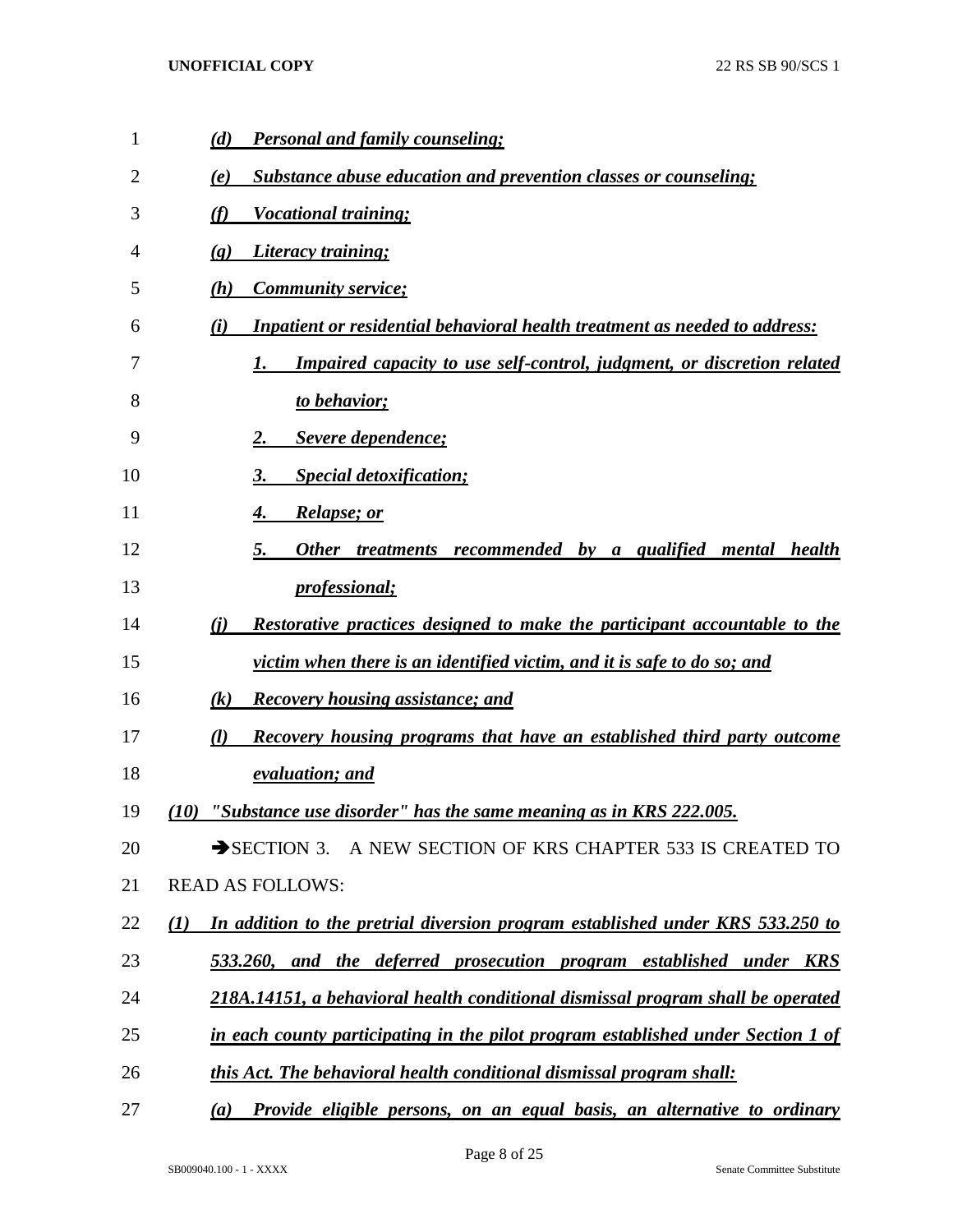*(d) Personal and family counseling;*

*(e) Substance abuse education and prevention classes or counseling;*

*(f) Vocational training;*

*(g) Literacy training;*

*(h) Community service;*

*(i) Inpatient or residential behavioral health treatment as needed to address:*

*1. Impaired capacity to use self-control, judgment, or discretion related to behavior;*

*2. Severe dependence;*

*3. Special detoxification;*

*4. Relapse; or*

*5. Other treatments recommended by a qualified mental health professional;*

*(j) Restorative practices designed to make the participant accountable to the victim when there is an identified victim, and it is safe to do so; and*

*(k) Recovery housing assistance; and*

*(l) Recovery housing programs that have an established third party outcome evaluation; and*

*(10) "Substance use disorder" has the same meaning as in KRS 222.005.*

➔SECTION 3. A NEW SECTION OF KRS CHAPTER 533 IS CREATED TO READ AS FOLLOWS:

*(1) In addition to the pretrial diversion program established under KRS 533.250 to 533.260, and the deferred prosecution program established under KRS 218A.14151, a behavioral health conditional dismissal program shall be operated in each county participating in the pilot program established under Section 1 of this Act. The behavioral health conditional dismissal program shall:*

*(a) Provide eligible persons, on an equal basis, an alternative to ordinary*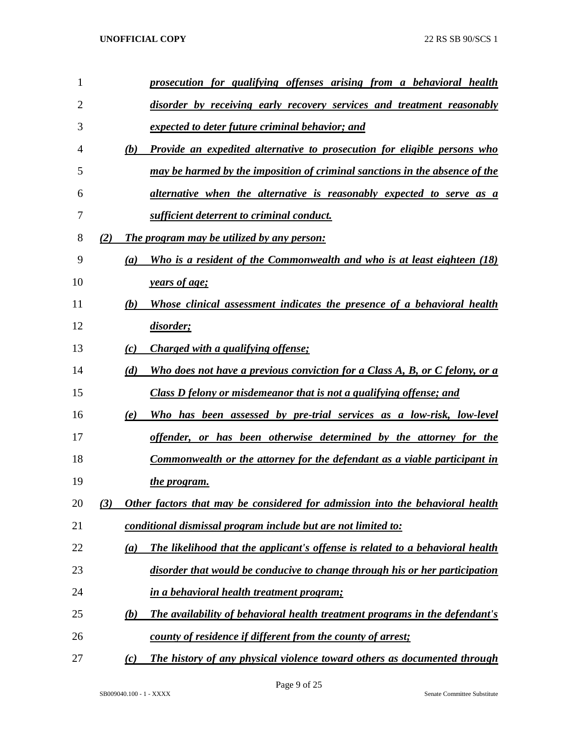*prosecution for qualifying offenses arising from a behavioral health disorder by receiving early recovery services and treatment reasonably expected to deter future criminal behavior; and*

*(b) Provide an expedited alternative to prosecution for eligible persons who may be harmed by the imposition of criminal sanctions in the absence of the alternative when the alternative is reasonably expected to serve as a sufficient deterrent to criminal conduct.*

*(2) The program may be utilized by any person:*

*(a) Who is a resident of the Commonwealth and who is at least eighteen (18) years of age;*

*(b) Whose clinical assessment indicates the presence of a behavioral health disorder;*

*(c) Charged with a qualifying offense;*

*(d) Who does not have a previous conviction for a Class A, B, or C felony, or a Class D felony or misdemeanor that is not a qualifying offense; and*

*(e) Who has been assessed by pre-trial services as a low-risk, low-level offender, or has been otherwise determined by the attorney for the Commonwealth or the attorney for the defendant as a viable participant in the program.*

*(3) Other factors that may be considered for admission into the behavioral health conditional dismissal program include but are not limited to:*

*(a) The likelihood that the applicant's offense is related to a behavioral health disorder that would be conducive to change through his or her participation in a behavioral health treatment program;*

*(b) The availability of behavioral health treatment programs in the defendant's county of residence if different from the county of arrest;*

*(c) The history of any physical violence toward others as documented through*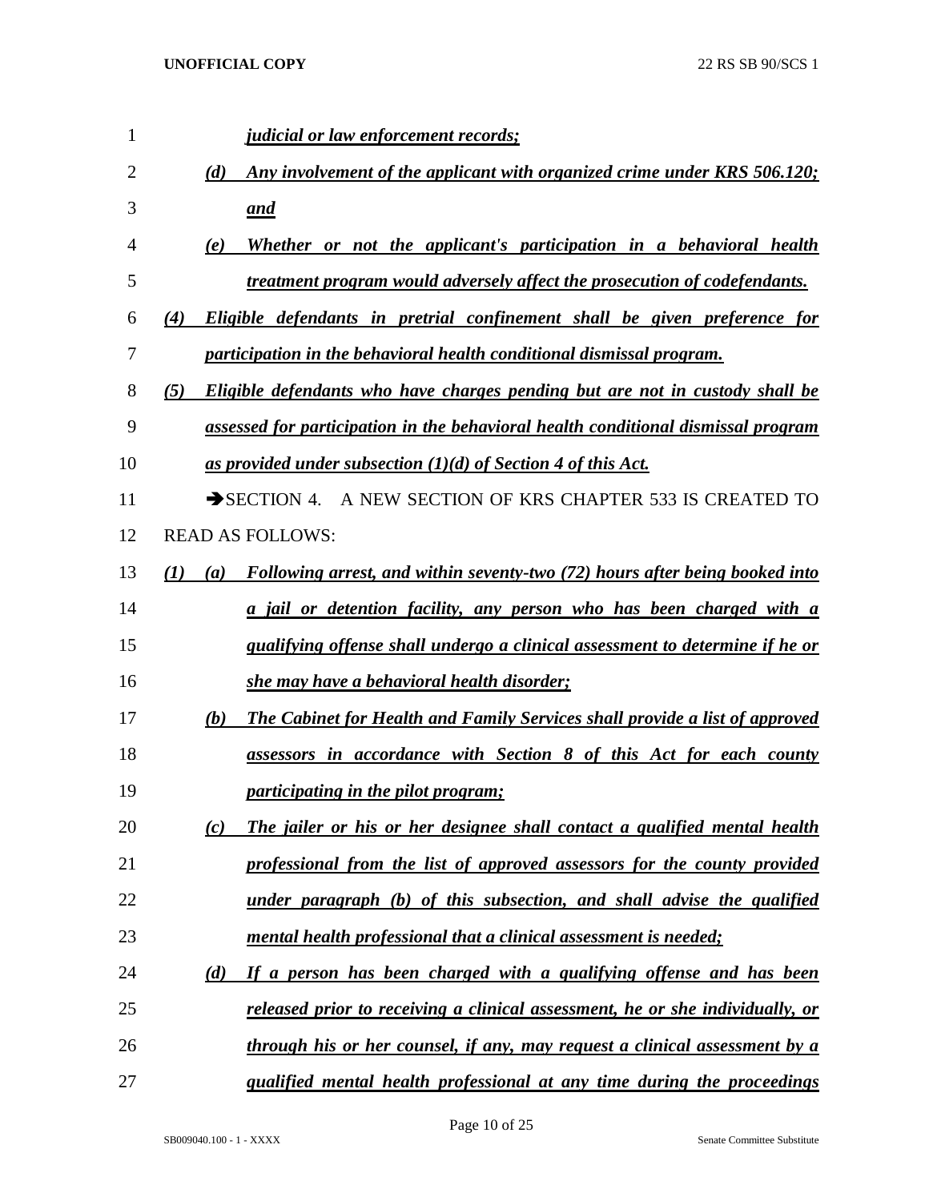*judicial or law enforcement records;*

*(d) Any involvement of the applicant with organized crime under KRS 506.120; and*

*(e) Whether or not the applicant's participation in a behavioral health treatment program would adversely affect the prosecution of codefendants.*

*(4) Eligible defendants in pretrial confinement shall be given preference for participation in the behavioral health conditional dismissal program.*

*(5) Eligible defendants who have charges pending but are not in custody shall be assessed for participation in the behavioral health conditional dismissal program as provided under subsection (1)(d) of Section 4 of this Act.*

➔SECTION 4. A NEW SECTION OF KRS CHAPTER 533 IS CREATED TO READ AS FOLLOWS:

*(1) (a) Following arrest, and within seventy-two (72) hours after being booked into a jail or detention facility, any person who has been charged with a qualifying offense shall undergo a clinical assessment to determine if he or she may have a behavioral health disorder;*

*(b) The Cabinet for Health and Family Services shall provide a list of approved assessors in accordance with Section 8 of this Act for each county participating in the pilot program;*

*(c) The jailer or his or her designee shall contact a qualified mental health professional from the list of approved assessors for the county provided under paragraph (b) of this subsection, and shall advise the qualified mental health professional that a clinical assessment is needed;*

*(d) If a person has been charged with a qualifying offense and has been released prior to receiving a clinical assessment, he or she individually, or through his or her counsel, if any, may request a clinical assessment by a qualified mental health professional at any time during the proceedings*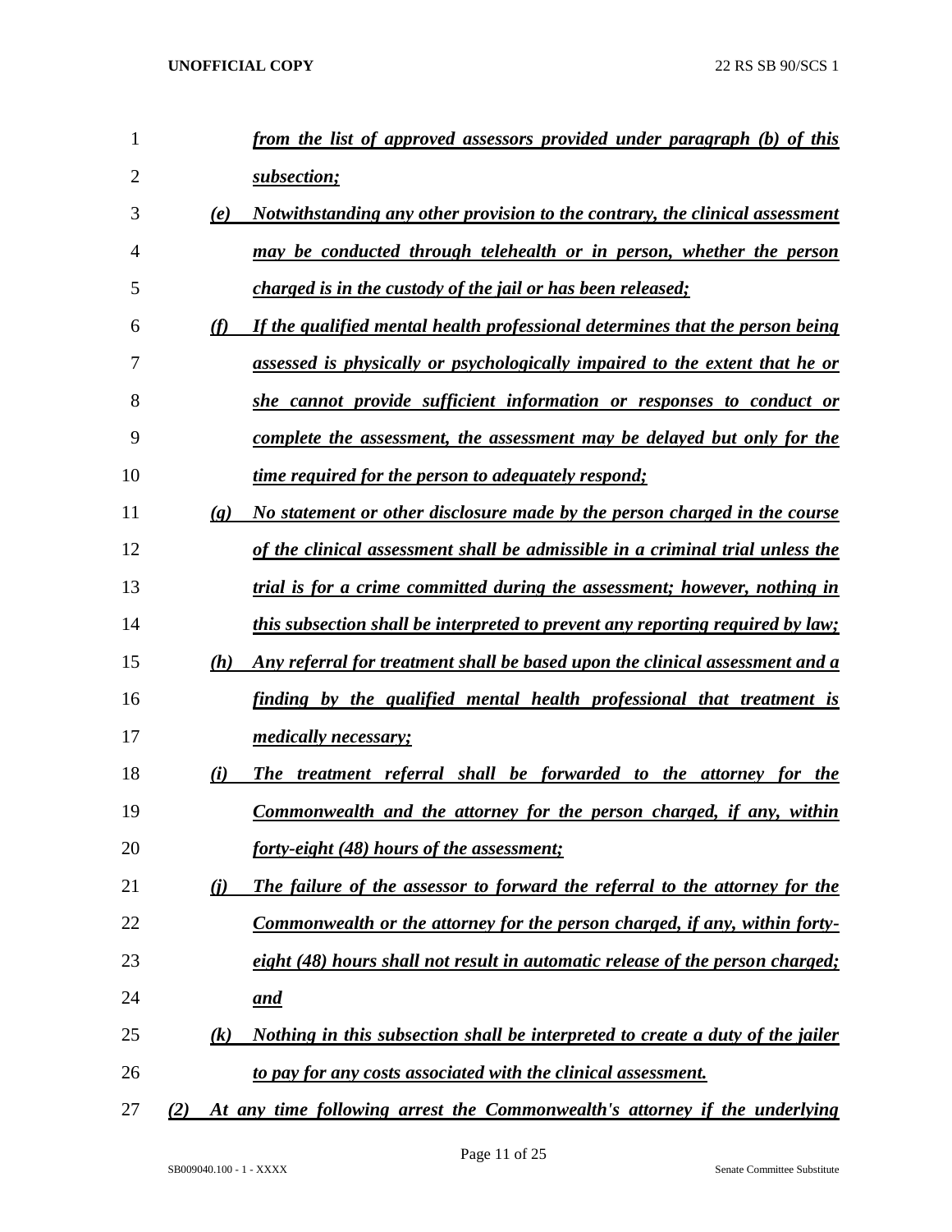*from the list of approved assessors provided under paragraph (b) of this subsection;*

*(e) Notwithstanding any other provision to the contrary, the clinical assessment may be conducted through telehealth or in person, whether the person charged is in the custody of the jail or has been released;*

*(f) If the qualified mental health professional determines that the person being assessed is physically or psychologically impaired to the extent that he or she cannot provide sufficient information or responses to conduct or complete the assessment, the assessment may be delayed but only for the time required for the person to adequately respond;*

*(g) No statement or other disclosure made by the person charged in the course of the clinical assessment shall be admissible in a criminal trial unless the trial is for a crime committed during the assessment; however, nothing in this subsection shall be interpreted to prevent any reporting required by law;*

*(h) Any referral for treatment shall be based upon the clinical assessment and a finding by the qualified mental health professional that treatment is medically necessary;*

*(i) The treatment referral shall be forwarded to the attorney for the Commonwealth and the attorney for the person charged, if any, within forty-eight (48) hours of the assessment;*

*(j) The failure of the assessor to forward the referral to the attorney for the Commonwealth or the attorney for the person charged, if any, within forty-eight (48) hours shall not result in automatic release of the person charged; and*

*(k) Nothing in this subsection shall be interpreted to create a duty of the jailer to pay for any costs associated with the clinical assessment.*

*(2) At any time following arrest the Commonwealth's attorney if the underlying*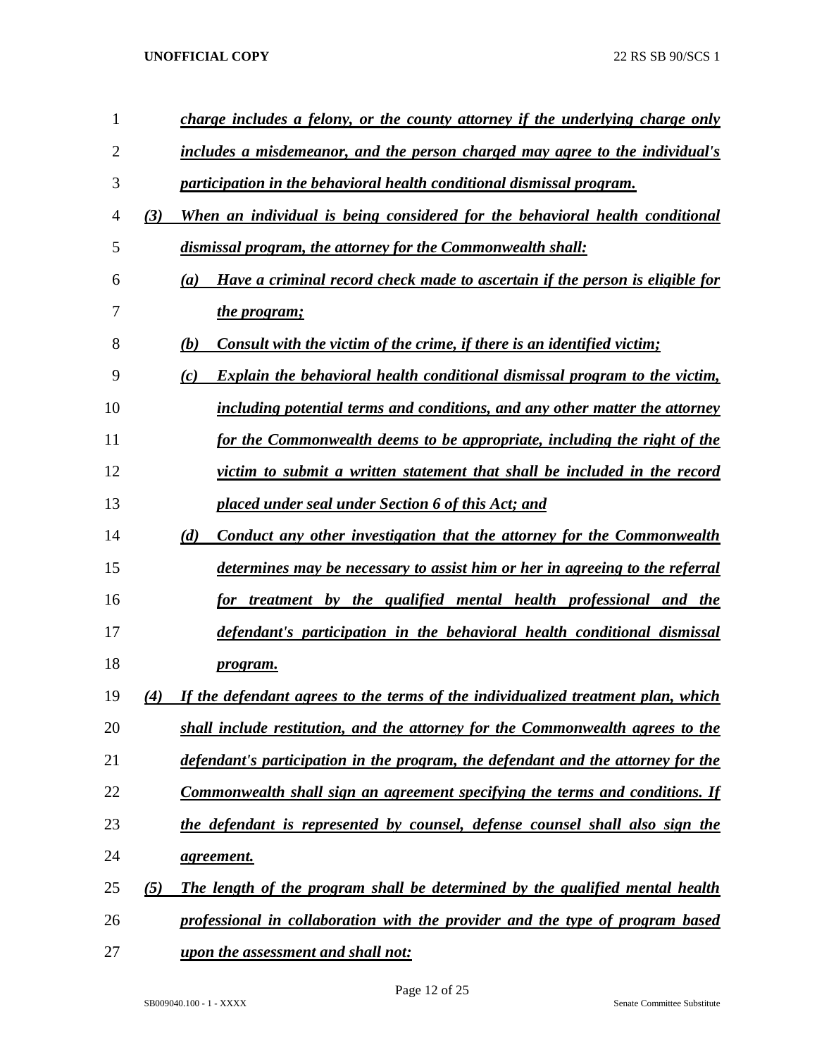charge includes a felony, or the county attorney if the underlying charge only includes a misdemeanor, and the person charged may agree to the individual's participation in the behavioral health conditional dismissal program.

(3) When an individual is being considered for the behavioral health conditional dismissal program, the attorney for the Commonwealth shall:

(a) Have a criminal record check made to ascertain if the person is eligible for the program;

(b) Consult with the victim of the crime, if there is an identified victim;

(c) Explain the behavioral health conditional dismissal program to the victim, including potential terms and conditions, and any other matter the attorney for the Commonwealth deems to be appropriate, including the right of the victim to submit a written statement that shall be included in the record placed under seal under Section 6 of this Act; and

(d) Conduct any other investigation that the attorney for the Commonwealth determines may be necessary to assist him or her in agreeing to the referral for treatment by the qualified mental health professional and the defendant's participation in the behavioral health conditional dismissal program.

(4) If the defendant agrees to the terms of the individualized treatment plan, which shall include restitution, and the attorney for the Commonwealth agrees to the defendant's participation in the program, the defendant and the attorney for the Commonwealth shall sign an agreement specifying the terms and conditions. If the defendant is represented by counsel, defense counsel shall also sign the agreement.

(5) The length of the program shall be determined by the qualified mental health professional in collaboration with the provider and the type of program based upon the assessment and shall not: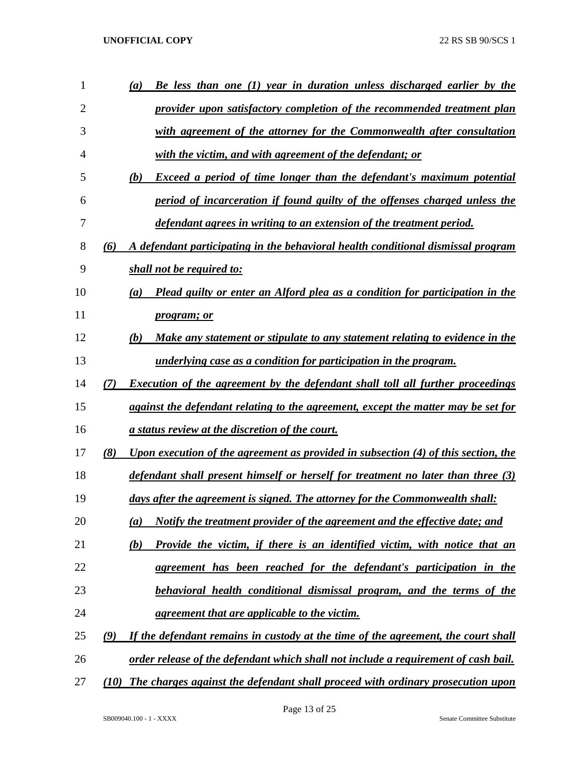*(a) Be less than one (1) year in duration unless discharged earlier by the provider upon satisfactory completion of the recommended treatment plan with agreement of the attorney for the Commonwealth after consultation with the victim, and with agreement of the defendant; or*

*(b) Exceed a period of time longer than the defendant's maximum potential period of incarceration if found guilty of the offenses charged unless the defendant agrees in writing to an extension of the treatment period.*

*(6) A defendant participating in the behavioral health conditional dismissal program shall not be required to:*

*(a) Plead guilty or enter an Alford plea as a condition for participation in the program; or*

*(b) Make any statement or stipulate to any statement relating to evidence in the underlying case as a condition for participation in the program.*

*(7) Execution of the agreement by the defendant shall toll all further proceedings against the defendant relating to the agreement, except the matter may be set for a status review at the discretion of the court.*

*(8) Upon execution of the agreement as provided in subsection (4) of this section, the defendant shall present himself or herself for treatment no later than three (3) days after the agreement is signed. The attorney for the Commonwealth shall:*

*(a) Notify the treatment provider of the agreement and the effective date; and*

*(b) Provide the victim, if there is an identified victim, with notice that an agreement has been reached for the defendant's participation in the behavioral health conditional dismissal program, and the terms of the agreement that are applicable to the victim.*

*(9) If the defendant remains in custody at the time of the agreement, the court shall order release of the defendant which shall not include a requirement of cash bail.*

*(10) The charges against the defendant shall proceed with ordinary prosecution upon*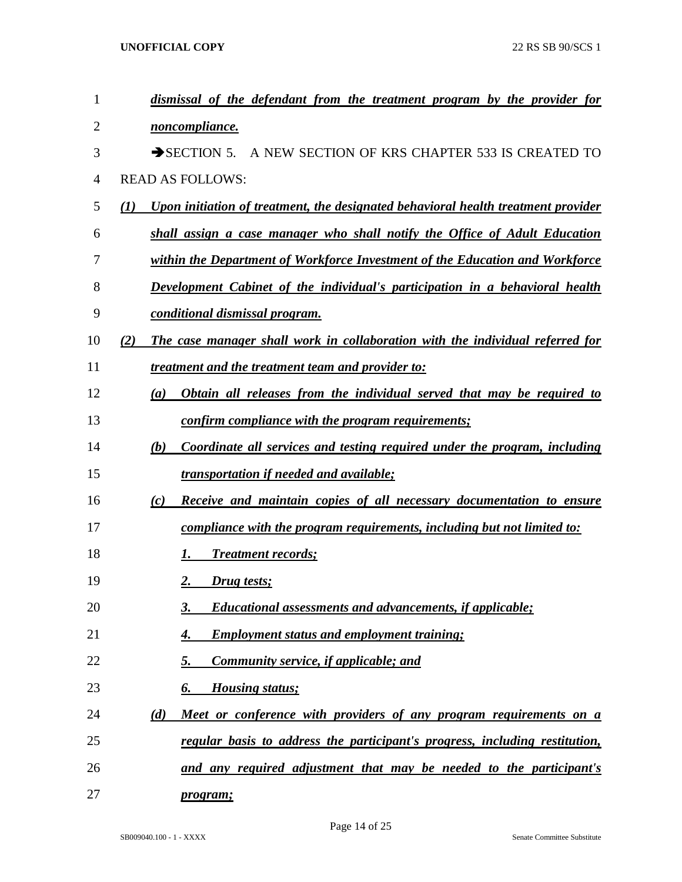*dismissal of the defendant from the treatment program by the provider for noncompliance.*

➔SECTION 5. A NEW SECTION OF KRS CHAPTER 533 IS CREATED TO READ AS FOLLOWS:

*(1) Upon initiation of treatment, the designated behavioral health treatment provider shall assign a case manager who shall notify the Office of Adult Education within the Department of Workforce Investment of the Education and Workforce Development Cabinet of the individual's participation in a behavioral health conditional dismissal program.*

*(2) The case manager shall work in collaboration with the individual referred for treatment and the treatment team and provider to:*

*(a) Obtain all releases from the individual served that may be required to confirm compliance with the program requirements;*

*(b) Coordinate all services and testing required under the program, including transportation if needed and available;*

*(c) Receive and maintain copies of all necessary documentation to ensure compliance with the program requirements, including but not limited to:*

*1. Treatment records;*

*2. Drug tests;*

*3. Educational assessments and advancements, if applicable;*

*4. Employment status and employment training;*

*5. Community service, if applicable; and*

*6. Housing status;*

*(d) Meet or conference with providers of any program requirements on a regular basis to address the participant's progress, including restitution, and any required adjustment that may be needed to the participant's program;*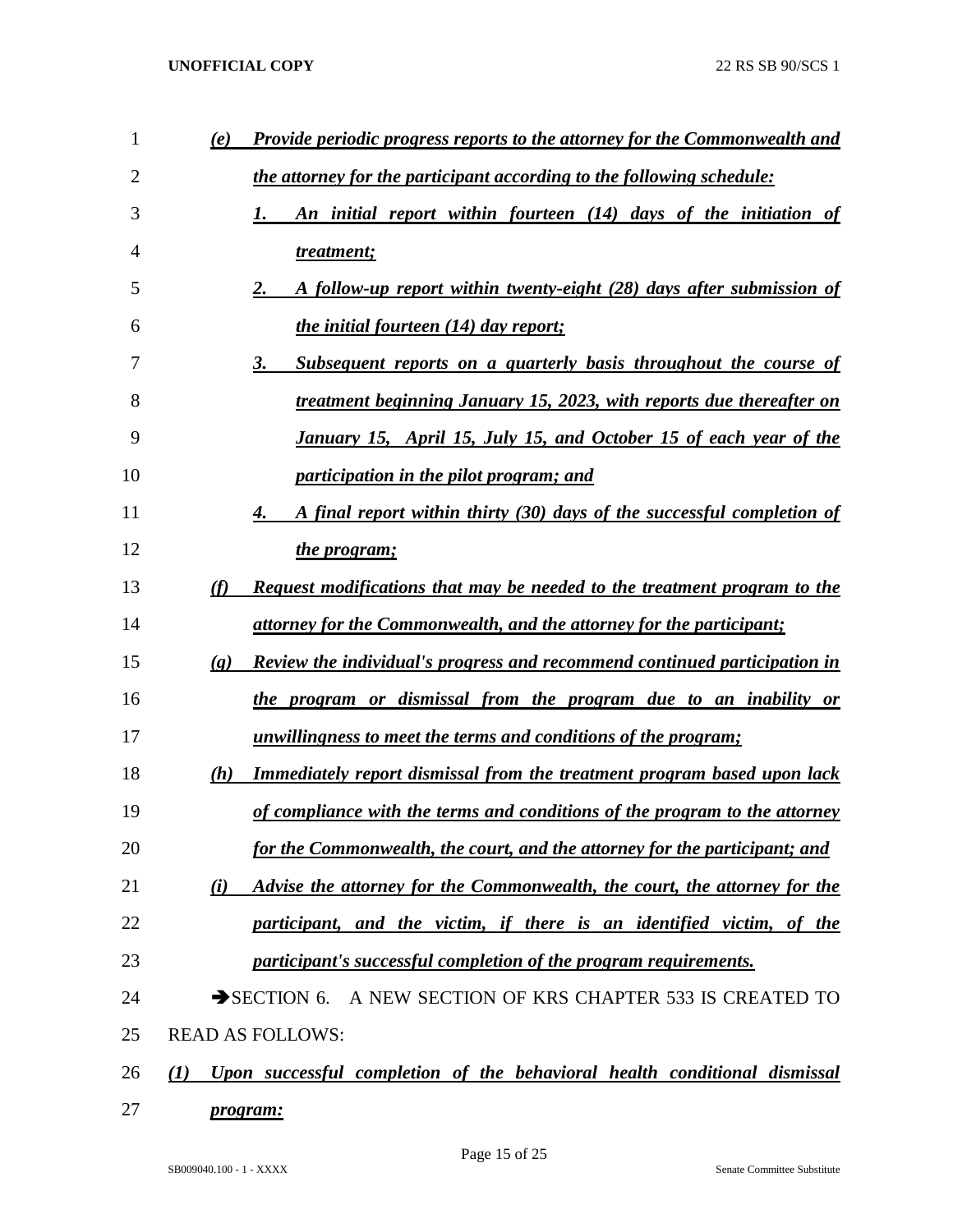*(e) Provide periodic progress reports to the attorney for the Commonwealth and the attorney for the participant according to the following schedule:*

*1. An initial report within fourteen (14) days of the initiation of treatment;*

*2. A follow-up report within twenty-eight (28) days after submission of the initial fourteen (14) day report;*

*3. Subsequent reports on a quarterly basis throughout the course of treatment beginning January 15, 2023, with reports due thereafter on January 15, April 15, July 15, and October 15 of each year of the participation in the pilot program; and*

*4. A final report within thirty (30) days of the successful completion of the program;*

*(f) Request modifications that may be needed to the treatment program to the attorney for the Commonwealth, and the attorney for the participant;*

*(g) Review the individual's progress and recommend continued participation in the program or dismissal from the program due to an inability or unwillingness to meet the terms and conditions of the program;*

*(h) Immediately report dismissal from the treatment program based upon lack of compliance with the terms and conditions of the program to the attorney for the Commonwealth, the court, and the attorney for the participant; and*

*(i) Advise the attorney for the Commonwealth, the court, the attorney for the participant, and the victim, if there is an identified victim, of the participant's successful completion of the program requirements.*

➔SECTION 6. A NEW SECTION OF KRS CHAPTER 533 IS CREATED TO READ AS FOLLOWS:

*(1) Upon successful completion of the behavioral health conditional dismissal program:*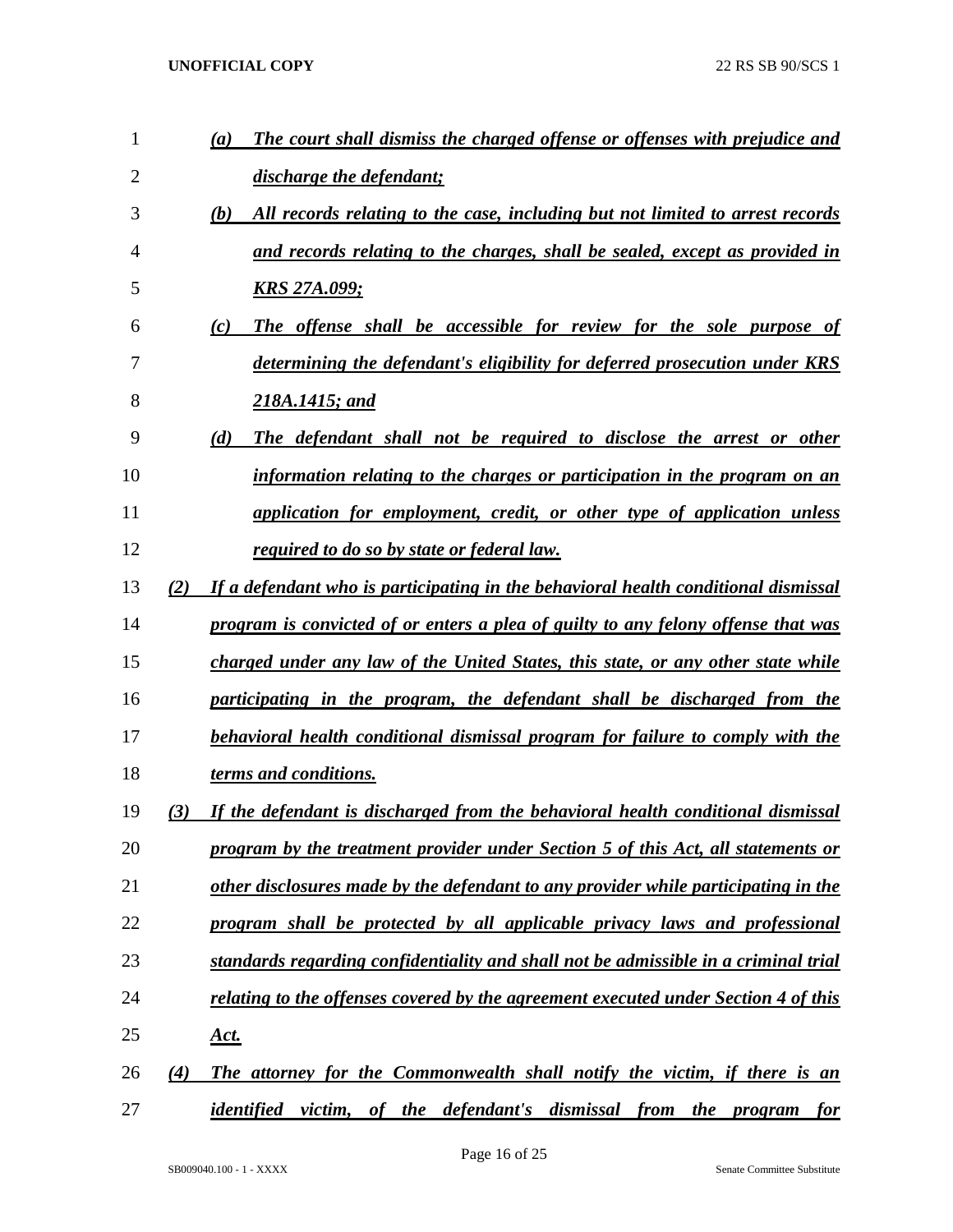*(a)* ***The court shall dismiss the charged offense or offenses with prejudice and discharge the defendant;***

*(b)* ***All records relating to the case, including but not limited to arrest records and records relating to the charges, shall be sealed, except as provided in KRS 27A.099;***

*(c)* ***The offense shall be accessible for review for the sole purpose of determining the defendant's eligibility for deferred prosecution under KRS 218A.1415; and***

*(d)* ***The defendant shall not be required to disclose the arrest or other information relating to the charges or participation in the program on an application for employment, credit, or other type of application unless required to do so by state or federal law.***

*(2)* ***If a defendant who is participating in the behavioral health conditional dismissal program is convicted of or enters a plea of guilty to any felony offense that was charged under any law of the United States, this state, or any other state while participating in the program, the defendant shall be discharged from the behavioral health conditional dismissal program for failure to comply with the terms and conditions.***

*(3)* ***If the defendant is discharged from the behavioral health conditional dismissal program by the treatment provider under Section 5 of this Act, all statements or other disclosures made by the defendant to any provider while participating in the program shall be protected by all applicable privacy laws and professional standards regarding confidentiality and shall not be admissible in a criminal trial relating to the offenses covered by the agreement executed under Section 4 of this Act.***

*(4)* ***The attorney for the Commonwealth shall notify the victim, if there is an identified victim, of the defendant's dismissal from the program for***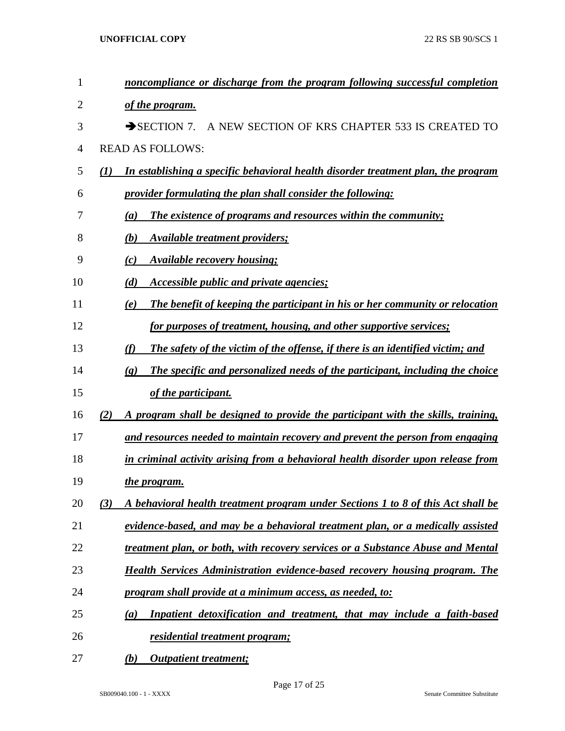***noncompliance or discharge from the program following successful completion of the program.***

➔SECTION 7. A NEW SECTION OF KRS CHAPTER 533 IS CREATED TO READ AS FOLLOWS:

***(1) In establishing a specific behavioral health disorder treatment plan, the program provider formulating the plan shall consider the following:***

***(a) The existence of programs and resources within the community;***

***(b) Available treatment providers;***

***(c) Available recovery housing;***

***(d) Accessible public and private agencies;***

***(e) The benefit of keeping the participant in his or her community or relocation for purposes of treatment, housing, and other supportive services;***

***(f) The safety of the victim of the offense, if there is an identified victim; and***

***(g) The specific and personalized needs of the participant, including the choice of the participant.***

***(2) A program shall be designed to provide the participant with the skills, training, and resources needed to maintain recovery and prevent the person from engaging in criminal activity arising from a behavioral health disorder upon release from the program.***

***(3) A behavioral health treatment program under Sections 1 to 8 of this Act shall be evidence-based, and may be a behavioral treatment plan, or a medically assisted treatment plan, or both, with recovery services or a Substance Abuse and Mental Health Services Administration evidence-based recovery housing program. The program shall provide at a minimum access, as needed, to:***

***(a) Inpatient detoxification and treatment, that may include a faith-based residential treatment program;***

***(b) Outpatient treatment;***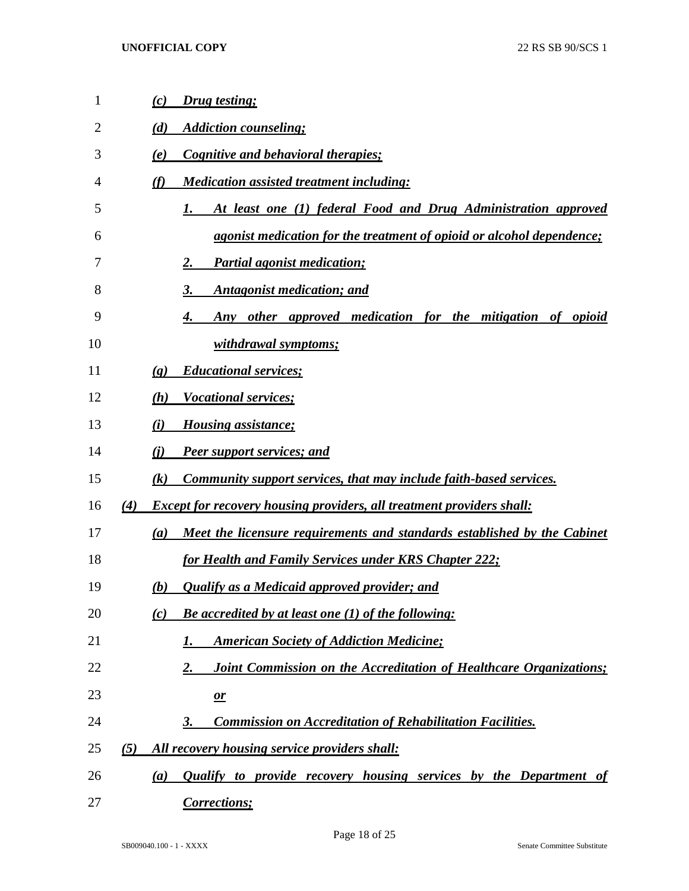*(c) Drug testing;*

*(d) Addiction counseling;*

*(e) Cognitive and behavioral therapies;*

*(f) Medication assisted treatment including:*

*1. At least one (1) federal Food and Drug Administration approved agonist medication for the treatment of opioid or alcohol dependence;*

*2. Partial agonist medication;*

*3. Antagonist medication; and*

*4. Any other approved medication for the mitigation of opioid withdrawal symptoms;*

*(g) Educational services;*

*(h) Vocational services;*

*(i) Housing assistance;*

*(j) Peer support services; and*

*(k) Community support services, that may include faith-based services.*

*(4) Except for recovery housing providers, all treatment providers shall:*

*(a) Meet the licensure requirements and standards established by the Cabinet for Health and Family Services under KRS Chapter 222;*

*(b) Qualify as a Medicaid approved provider; and*

*(c) Be accredited by at least one (1) of the following:*

*1. American Society of Addiction Medicine;*

*2. Joint Commission on the Accreditation of Healthcare Organizations; or*

*3. Commission on Accreditation of Rehabilitation Facilities.*

*(5) All recovery housing service providers shall:*

*(a) Qualify to provide recovery housing services by the Department of Corrections;*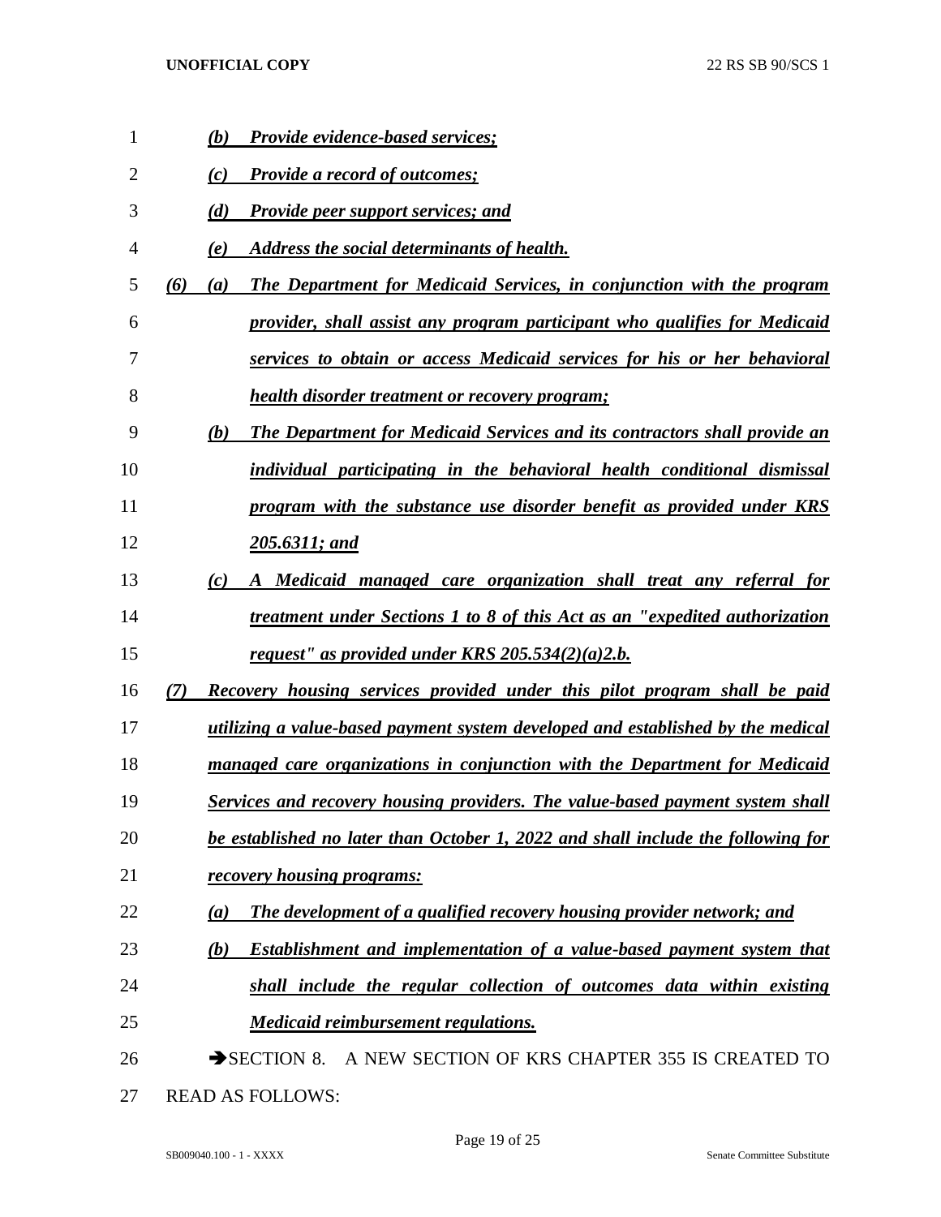*(b) Provide evidence-based services;*

*(c) Provide a record of outcomes;*

*(d) Provide peer support services; and*

*(e) Address the social determinants of health.*

*(6) (a) The Department for Medicaid Services, in conjunction with the program provider, shall assist any program participant who qualifies for Medicaid services to obtain or access Medicaid services for his or her behavioral health disorder treatment or recovery program;*

*(b) The Department for Medicaid Services and its contractors shall provide an individual participating in the behavioral health conditional dismissal program with the substance use disorder benefit as provided under KRS 205.6311; and*

*(c) A Medicaid managed care organization shall treat any referral for treatment under Sections 1 to 8 of this Act as an "expedited authorization request" as provided under KRS 205.534(2)(a)2.b.*

*(7) Recovery housing services provided under this pilot program shall be paid utilizing a value-based payment system developed and established by the medical managed care organizations in conjunction with the Department for Medicaid Services and recovery housing providers. The value-based payment system shall be established no later than October 1, 2022 and shall include the following for recovery housing programs:*

*(a) The development of a qualified recovery housing provider network; and*

*(b) Establishment and implementation of a value-based payment system that shall include the regular collection of outcomes data within existing Medicaid reimbursement regulations.*

→SECTION 8. A NEW SECTION OF KRS CHAPTER 355 IS CREATED TO READ AS FOLLOWS: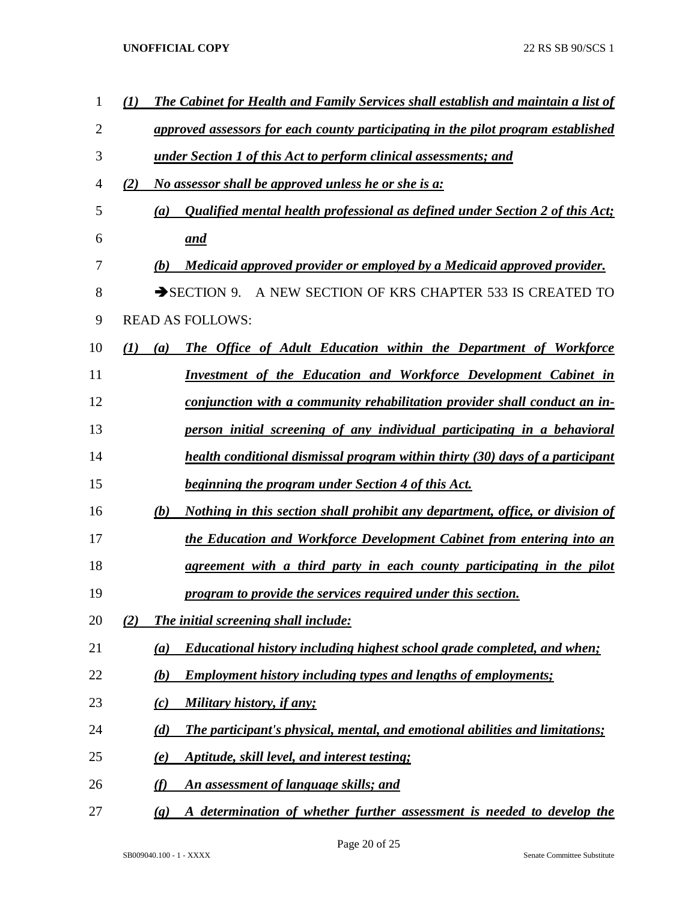***(1) The Cabinet for Health and Family Services shall establish and maintain a list of approved assessors for each county participating in the pilot program established under Section 1 of this Act to perform clinical assessments; and***

***(2) No assessor shall be approved unless he or she is a:***

***(a) Qualified mental health professional as defined under Section 2 of this Act; and***

***(b) Medicaid approved provider or employed by a Medicaid approved provider.***

➔SECTION 9. A NEW SECTION OF KRS CHAPTER 533 IS CREATED TO READ AS FOLLOWS:

***(1) (a) The Office of Adult Education within the Department of Workforce Investment of the Education and Workforce Development Cabinet in conjunction with a community rehabilitation provider shall conduct an in-person initial screening of any individual participating in a behavioral health conditional dismissal program within thirty (30) days of a participant beginning the program under Section 4 of this Act.***

***(b) Nothing in this section shall prohibit any department, office, or division of the Education and Workforce Development Cabinet from entering into an agreement with a third party in each county participating in the pilot program to provide the services required under this section.***

***(2) The initial screening shall include:***

***(a) Educational history including highest school grade completed, and when;***

***(b) Employment history including types and lengths of employments;***

***(c) Military history, if any;***

***(d) The participant's physical, mental, and emotional abilities and limitations;***

***(e) Aptitude, skill level, and interest testing;***

***(f) An assessment of language skills; and***

***(g) A determination of whether further assessment is needed to develop the***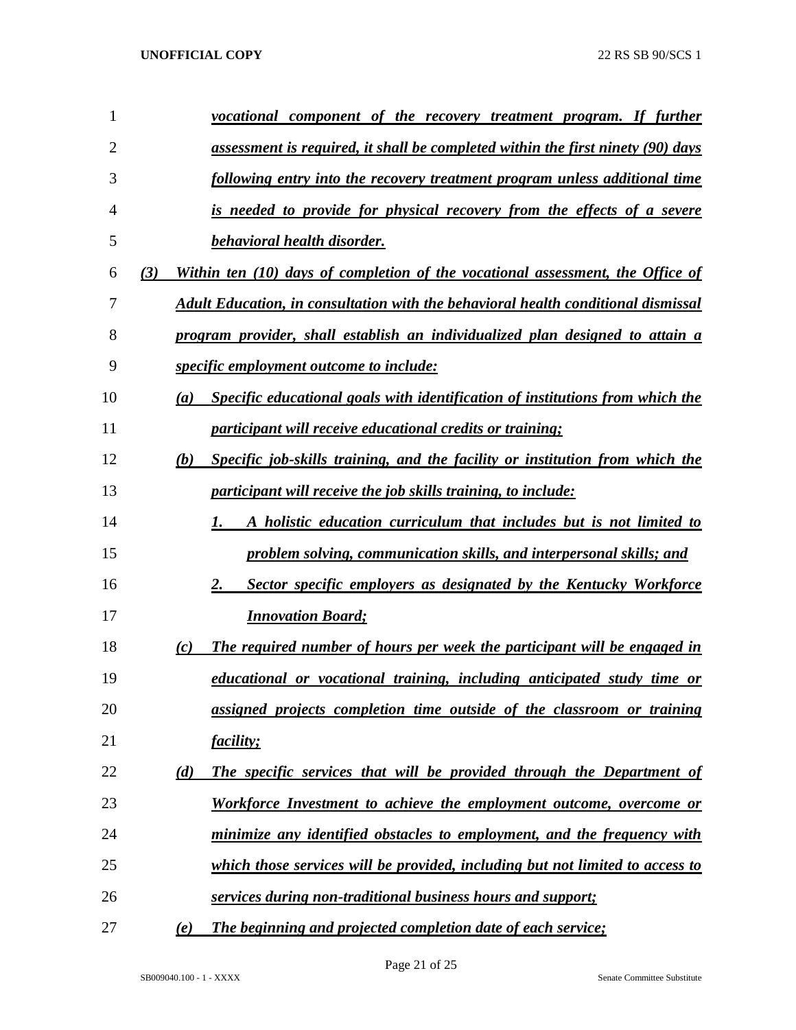*vocational component of the recovery treatment program. If further assessment is required, it shall be completed within the first ninety (90) days following entry into the recovery treatment program unless additional time is needed to provide for physical recovery from the effects of a severe behavioral health disorder.*

*(3) Within ten (10) days of completion of the vocational assessment, the Office of Adult Education, in consultation with the behavioral health conditional dismissal program provider, shall establish an individualized plan designed to attain a specific employment outcome to include:*

*(a) Specific educational goals with identification of institutions from which the participant will receive educational credits or training;*

*(b) Specific job-skills training, and the facility or institution from which the participant will receive the job skills training, to include:*

*1. A holistic education curriculum that includes but is not limited to problem solving, communication skills, and interpersonal skills; and*

*2. Sector specific employers as designated by the Kentucky Workforce Innovation Board;*

*(c) The required number of hours per week the participant will be engaged in educational or vocational training, including anticipated study time or assigned projects completion time outside of the classroom or training facility;*

*(d) The specific services that will be provided through the Department of Workforce Investment to achieve the employment outcome, overcome or minimize any identified obstacles to employment, and the frequency with which those services will be provided, including but not limited to access to services during non-traditional business hours and support;*

*(e) The beginning and projected completion date of each service;*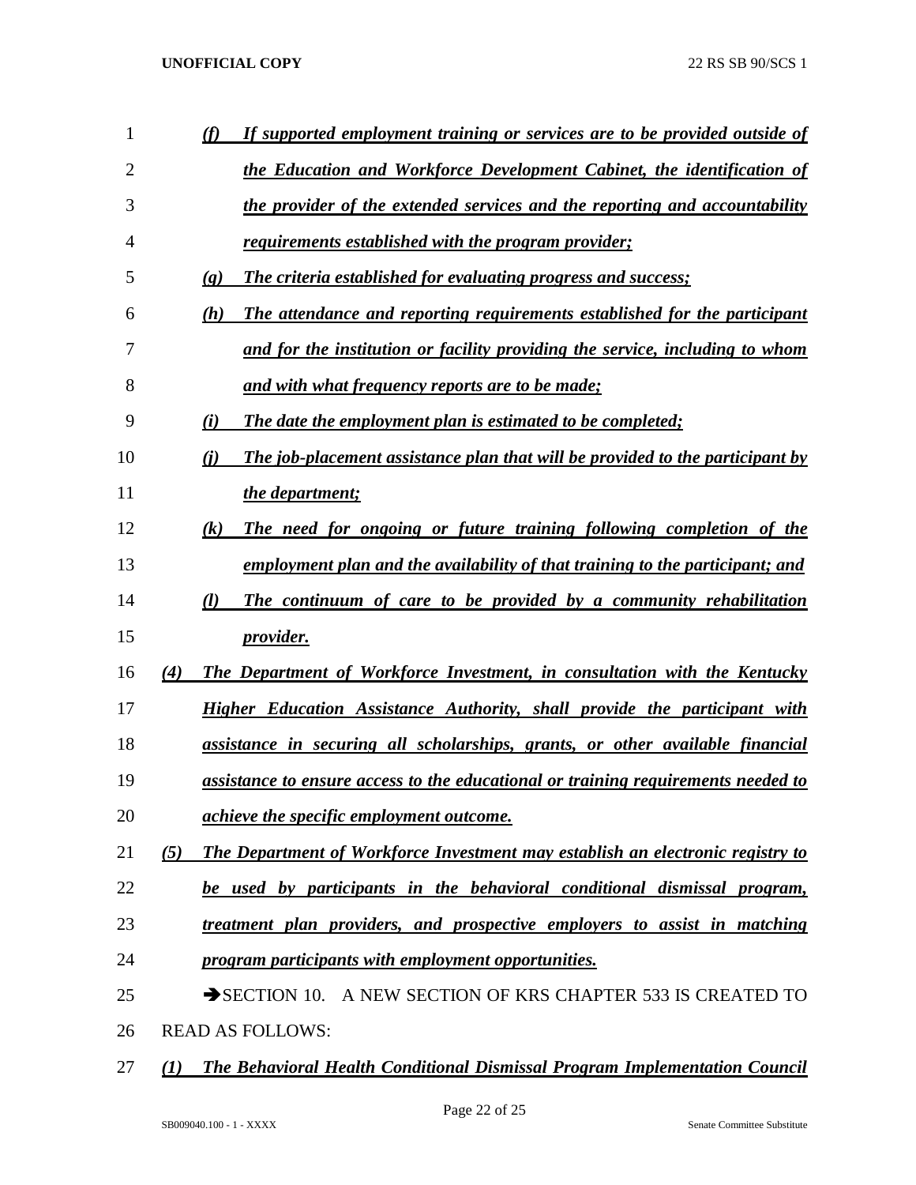*(f) If supported employment training or services are to be provided outside of the Education and Workforce Development Cabinet, the identification of the provider of the extended services and the reporting and accountability requirements established with the program provider;*

*(g) The criteria established for evaluating progress and success;*

*(h) The attendance and reporting requirements established for the participant and for the institution or facility providing the service, including to whom and with what frequency reports are to be made;*

*(i) The date the employment plan is estimated to be completed;*

*(j) The job-placement assistance plan that will be provided to the participant by the department;*

*(k) The need for ongoing or future training following completion of the employment plan and the availability of that training to the participant; and*

*(l) The continuum of care to be provided by a community rehabilitation provider.*

*(4) The Department of Workforce Investment, in consultation with the Kentucky Higher Education Assistance Authority, shall provide the participant with assistance in securing all scholarships, grants, or other available financial assistance to ensure access to the educational or training requirements needed to achieve the specific employment outcome.*

*(5) The Department of Workforce Investment may establish an electronic registry to be used by participants in the behavioral conditional dismissal program, treatment plan providers, and prospective employers to assist in matching program participants with employment opportunities.*

➔SECTION 10. A NEW SECTION OF KRS CHAPTER 533 IS CREATED TO READ AS FOLLOWS:

*(1) The Behavioral Health Conditional Dismissal Program Implementation Council*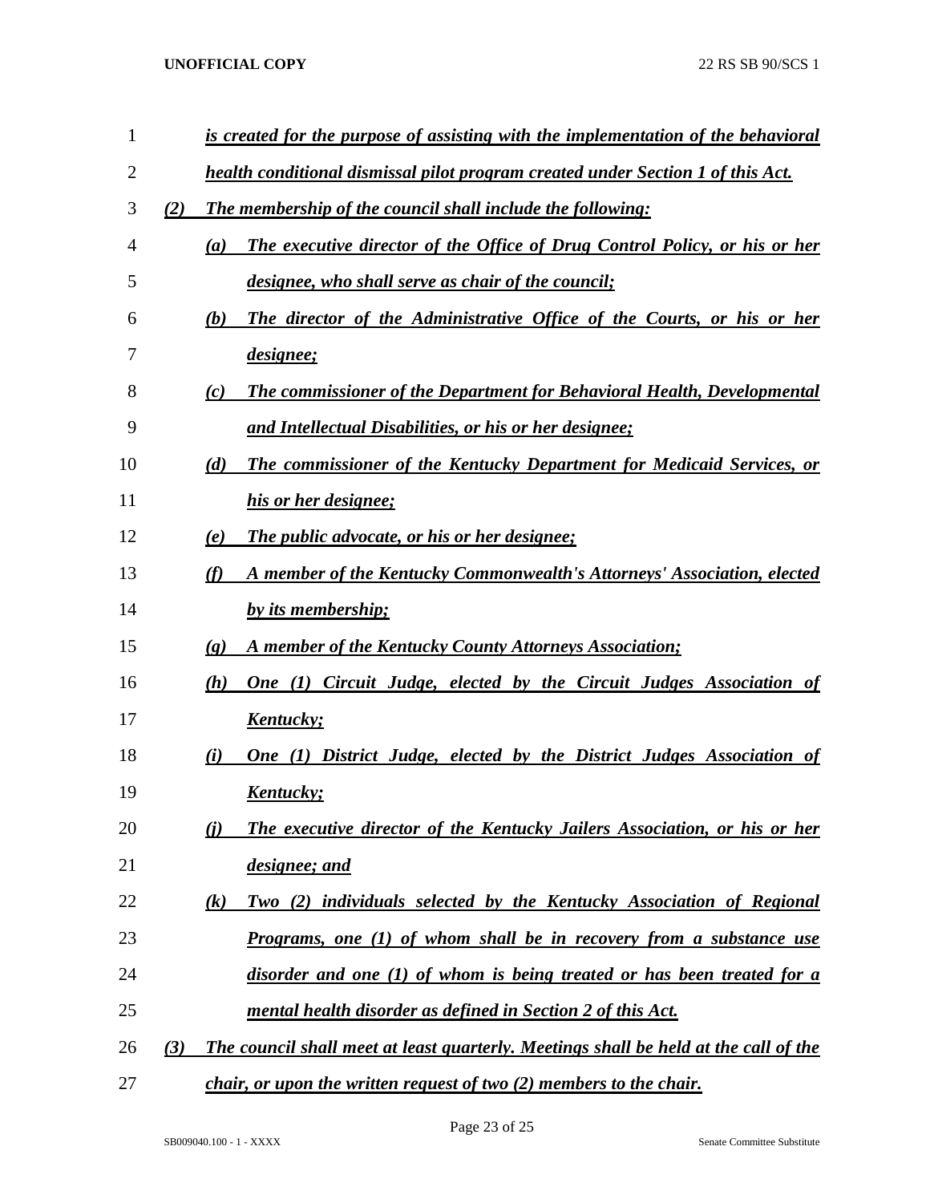*is created for the purpose of assisting with the implementation of the behavioral health conditional dismissal pilot program created under Section 1 of this Act.*

*(2) The membership of the council shall include the following:*

*(a) The executive director of the Office of Drug Control Policy, or his or her designee, who shall serve as chair of the council;*

*(b) The director of the Administrative Office of the Courts, or his or her designee;*

*(c) The commissioner of the Department for Behavioral Health, Developmental and Intellectual Disabilities, or his or her designee;*

*(d) The commissioner of the Kentucky Department for Medicaid Services, or his or her designee;*

*(e) The public advocate, or his or her designee;*

*(f) A member of the Kentucky Commonwealth's Attorneys' Association, elected by its membership;*

*(g) A member of the Kentucky County Attorneys Association;*

*(h) One (1) Circuit Judge, elected by the Circuit Judges Association of Kentucky;*

*(i) One (1) District Judge, elected by the District Judges Association of Kentucky;*

*(j) The executive director of the Kentucky Jailers Association, or his or her designee; and*

*(k) Two (2) individuals selected by the Kentucky Association of Regional Programs, one (1) of whom shall be in recovery from a substance use disorder and one (1) of whom is being treated or has been treated for a mental health disorder as defined in Section 2 of this Act.*

*(3) The council shall meet at least quarterly. Meetings shall be held at the call of the chair, or upon the written request of two (2) members to the chair.*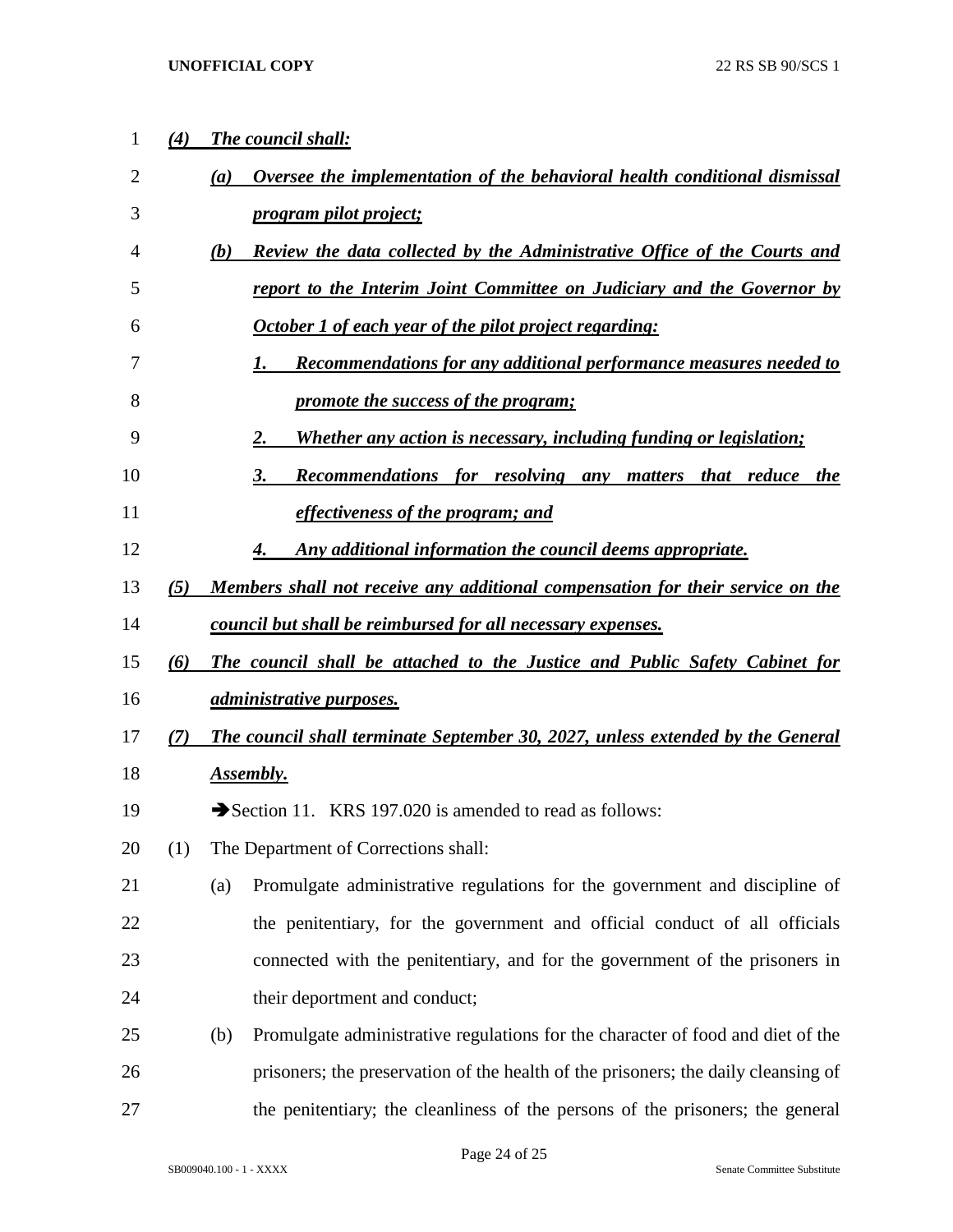***(4) The council shall:***

***(a) Oversee the implementation of the behavioral health conditional dismissal program pilot project;***

***(b) Review the data collected by the Administrative Office of the Courts and report to the Interim Joint Committee on Judiciary and the Governor by October 1 of each year of the pilot project regarding:***

***1. Recommendations for any additional performance measures needed to promote the success of the program;***

***2. Whether any action is necessary, including funding or legislation;***

***3. Recommendations for resolving any matters that reduce the effectiveness of the program; and***

***4. Any additional information the council deems appropriate.***

***(5) Members shall not receive any additional compensation for their service on the council but shall be reimbursed for all necessary expenses.***

***(6) The council shall be attached to the Justice and Public Safety Cabinet for administrative purposes.***

***(7) The council shall terminate September 30, 2027, unless extended by the General Assembly.***

➔Section 11. KRS 197.020 is amended to read as follows:

(1) The Department of Corrections shall:

(a) Promulgate administrative regulations for the government and discipline of the penitentiary, for the government and official conduct of all officials connected with the penitentiary, and for the government of the prisoners in their deportment and conduct;

(b) Promulgate administrative regulations for the character of food and diet of the prisoners; the preservation of the health of the prisoners; the daily cleansing of the penitentiary; the cleanliness of the persons of the prisoners; the general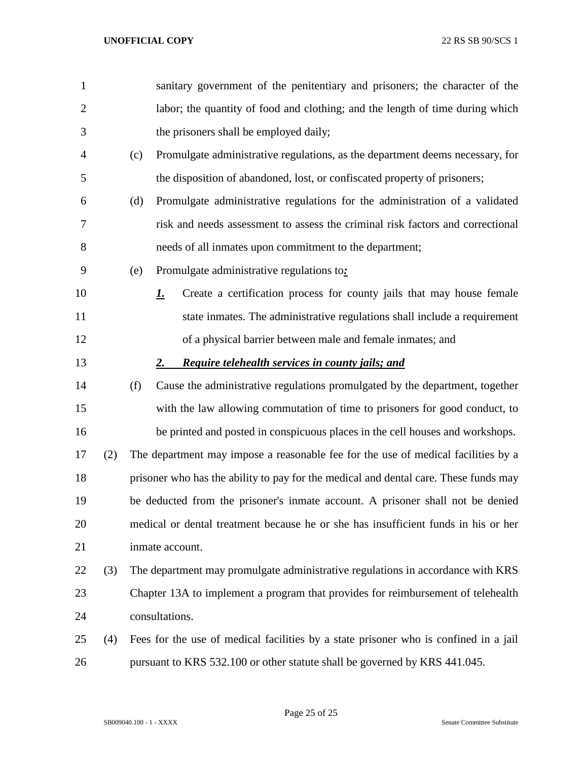sanitary government of the penitentiary and prisoners; the character of the labor; the quantity of food and clothing; and the length of time during which the prisoners shall be employed daily;

(c) Promulgate administrative regulations, as the department deems necessary, for the disposition of abandoned, lost, or confiscated property of prisoners;

(d) Promulgate administrative regulations for the administration of a validated risk and needs assessment to assess the criminal risk factors and correctional needs of all inmates upon commitment to the department;

(e) Promulgate administrative regulations to***:***

***1.*** Create a certification process for county jails that may house female state inmates. The administrative regulations shall include a requirement of a physical barrier between male and female inmates; and

***2. Require telehealth services in county jails; and***

(f) Cause the administrative regulations promulgated by the department, together with the law allowing commutation of time to prisoners for good conduct, to be printed and posted in conspicuous places in the cell houses and workshops.

(2) The department may impose a reasonable fee for the use of medical facilities by a prisoner who has the ability to pay for the medical and dental care. These funds may be deducted from the prisoner's inmate account. A prisoner shall not be denied medical or dental treatment because he or she has insufficient funds in his or her inmate account.

(3) The department may promulgate administrative regulations in accordance with KRS Chapter 13A to implement a program that provides for reimbursement of telehealth consultations.

(4) Fees for the use of medical facilities by a state prisoner who is confined in a jail pursuant to KRS 532.100 or other statute shall be governed by KRS 441.045.